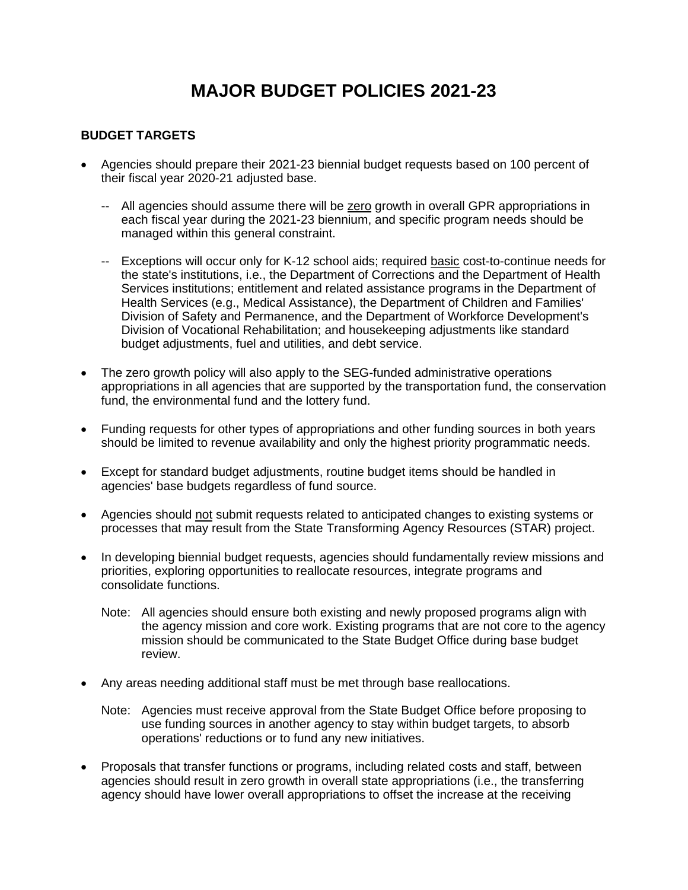# MAJOR BUDGET POLICIES 2021-23

### BUDGET TARGETS

- Agencies should prepare their 2021-23 biennial budget requests based on 100 percent of their fiscal year 2020-21 adjusted base.

  -- All agencies should assume there will be <u>zero</u> growth in overall GPR appropriations in each fiscal year during the 2021-23 biennium, and specific program needs should be managed within this general constraint.

  -- Exceptions will occur only for K-12 school aids; required <u>basic</u> cost-to-continue needs for the state's institutions, i.e., the Department of Corrections and the Department of Health Services institutions; entitlement and related assistance programs in the Department of Health Services (e.g., Medical Assistance), the Department of Children and Families' Division of Safety and Permanence, and the Department of Workforce Development's Division of Vocational Rehabilitation; and housekeeping adjustments like standard budget adjustments, fuel and utilities, and debt service.

- The zero growth policy will also apply to the SEG-funded administrative operations appropriations in all agencies that are supported by the transportation fund, the conservation fund, the environmental fund and the lottery fund.

- Funding requests for other types of appropriations and other funding sources in both years should be limited to revenue availability and only the highest priority programmatic needs.

- Except for standard budget adjustments, routine budget items should be handled in agencies' base budgets regardless of fund source.

- Agencies should <u>not</u> submit requests related to anticipated changes to existing systems or processes that may result from the State Transforming Agency Resources (STAR) project.

- In developing biennial budget requests, agencies should fundamentally review missions and priorities, exploring opportunities to reallocate resources, integrate programs and consolidate functions.

  Note: All agencies should ensure both existing and newly proposed programs align with the agency mission and core work. Existing programs that are not core to the agency mission should be communicated to the State Budget Office during base budget review.

- Any areas needing additional staff must be met through base reallocations.

  Note: Agencies must receive approval from the State Budget Office before proposing to use funding sources in another agency to stay within budget targets, to absorb operations' reductions or to fund any new initiatives.

- Proposals that transfer functions or programs, including related costs and staff, between agencies should result in zero growth in overall state appropriations (i.e., the transferring agency should have lower overall appropriations to offset the increase at the receiving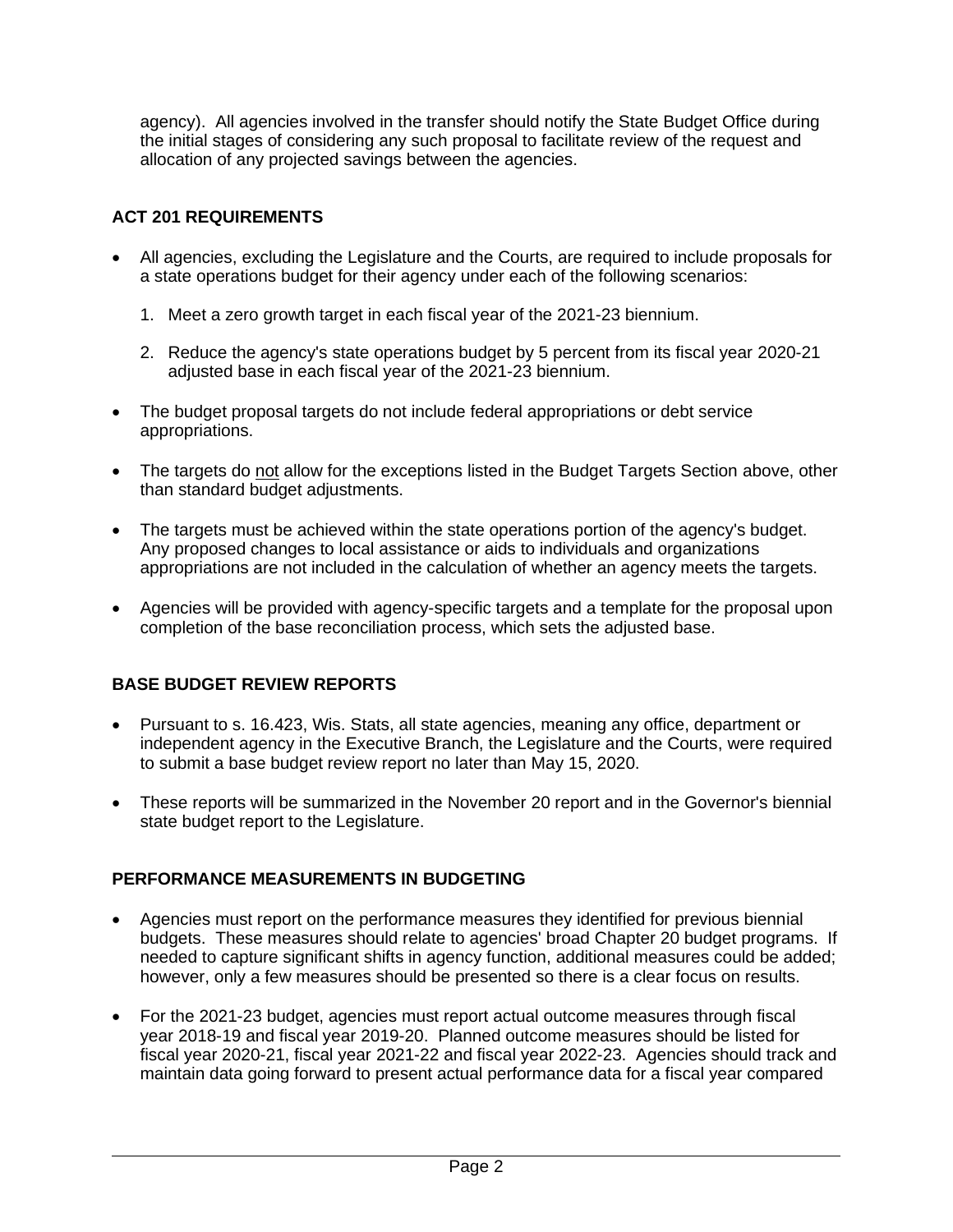agency). All agencies involved in the transfer should notify the State Budget Office during the initial stages of considering any such proposal to facilitate review of the request and allocation of any projected savings between the agencies.

## ACT 201 REQUIREMENTS

- All agencies, excluding the Legislature and the Courts, are required to include proposals for a state operations budget for their agency under each of the following scenarios:

  1. Meet a zero growth target in each fiscal year of the 2021-23 biennium.

  2. Reduce the agency's state operations budget by 5 percent from its fiscal year 2020-21 adjusted base in each fiscal year of the 2021-23 biennium.

- The budget proposal targets do not include federal appropriations or debt service appropriations.

- The targets do not allow for the exceptions listed in the Budget Targets Section above, other than standard budget adjustments.

- The targets must be achieved within the state operations portion of the agency's budget. Any proposed changes to local assistance or aids to individuals and organizations appropriations are not included in the calculation of whether an agency meets the targets.

- Agencies will be provided with agency-specific targets and a template for the proposal upon completion of the base reconciliation process, which sets the adjusted base.

## BASE BUDGET REVIEW REPORTS

- Pursuant to s. 16.423, Wis. Stats, all state agencies, meaning any office, department or independent agency in the Executive Branch, the Legislature and the Courts, were required to submit a base budget review report no later than May 15, 2020.

- These reports will be summarized in the November 20 report and in the Governor's biennial state budget report to the Legislature.

## PERFORMANCE MEASUREMENTS IN BUDGETING

- Agencies must report on the performance measures they identified for previous biennial budgets. These measures should relate to agencies' broad Chapter 20 budget programs. If needed to capture significant shifts in agency function, additional measures could be added; however, only a few measures should be presented so there is a clear focus on results.

- For the 2021-23 budget, agencies must report actual outcome measures through fiscal year 2018-19 and fiscal year 2019-20. Planned outcome measures should be listed for fiscal year 2020-21, fiscal year 2021-22 and fiscal year 2022-23. Agencies should track and maintain data going forward to present actual performance data for a fiscal year compared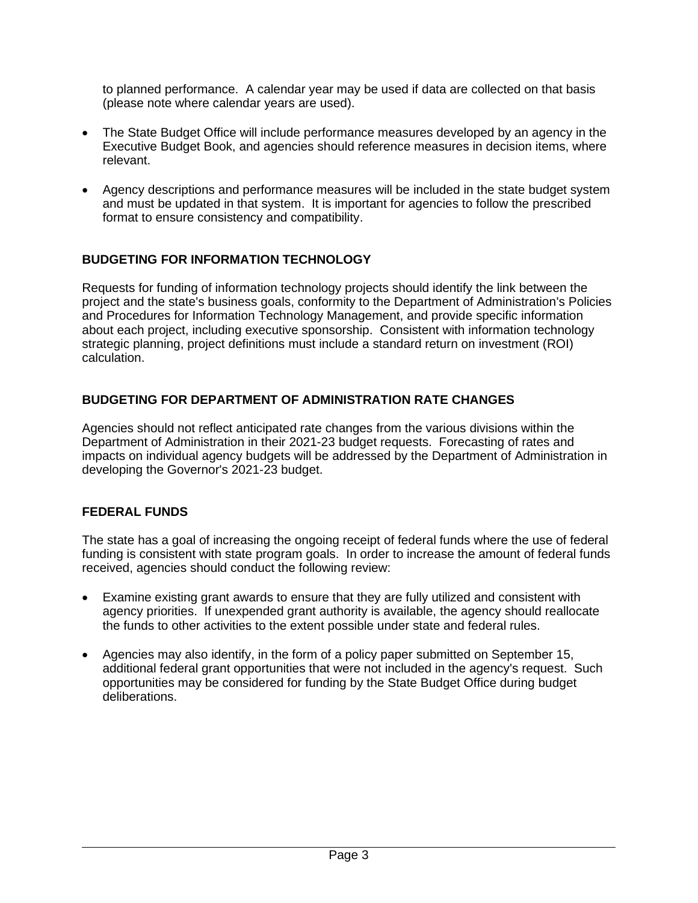to planned performance. A calendar year may be used if data are collected on that basis (please note where calendar years are used).

- The State Budget Office will include performance measures developed by an agency in the Executive Budget Book, and agencies should reference measures in decision items, where relevant.

- Agency descriptions and performance measures will be included in the state budget system and must be updated in that system. It is important for agencies to follow the prescribed format to ensure consistency and compatibility.

## BUDGETING FOR INFORMATION TECHNOLOGY

Requests for funding of information technology projects should identify the link between the project and the state's business goals, conformity to the Department of Administration's Policies and Procedures for Information Technology Management, and provide specific information about each project, including executive sponsorship. Consistent with information technology strategic planning, project definitions must include a standard return on investment (ROI) calculation.

## BUDGETING FOR DEPARTMENT OF ADMINISTRATION RATE CHANGES

Agencies should not reflect anticipated rate changes from the various divisions within the Department of Administration in their 2021-23 budget requests. Forecasting of rates and impacts on individual agency budgets will be addressed by the Department of Administration in developing the Governor's 2021-23 budget.

## FEDERAL FUNDS

The state has a goal of increasing the ongoing receipt of federal funds where the use of federal funding is consistent with state program goals. In order to increase the amount of federal funds received, agencies should conduct the following review:

- Examine existing grant awards to ensure that they are fully utilized and consistent with agency priorities. If unexpended grant authority is available, the agency should reallocate the funds to other activities to the extent possible under state and federal rules.

- Agencies may also identify, in the form of a policy paper submitted on September 15, additional federal grant opportunities that were not included in the agency's request. Such opportunities may be considered for funding by the State Budget Office during budget deliberations.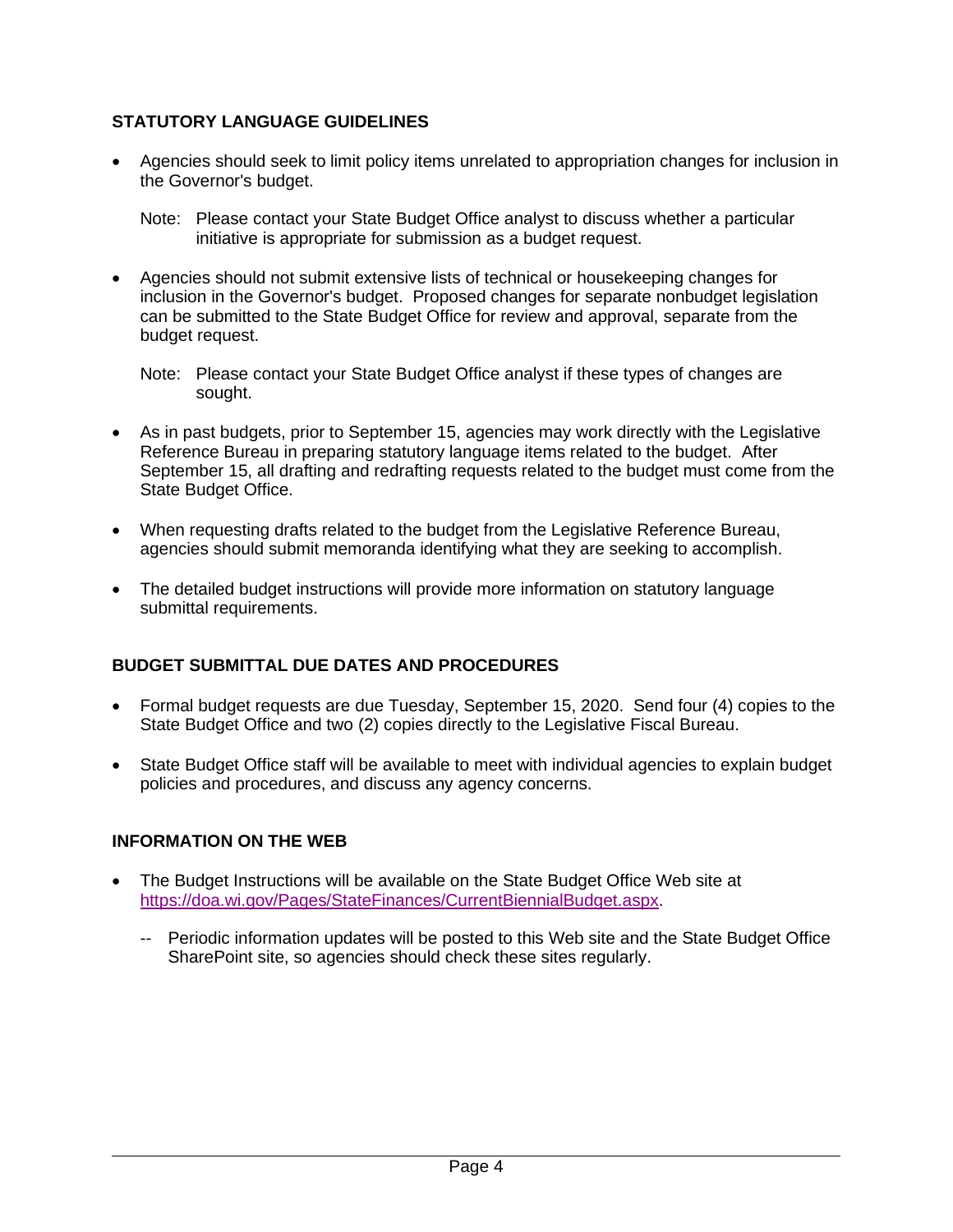## STATUTORY LANGUAGE GUIDELINES

- Agencies should seek to limit policy items unrelated to appropriation changes for inclusion in the Governor's budget.

  Note: Please contact your State Budget Office analyst to discuss whether a particular initiative is appropriate for submission as a budget request.

- Agencies should not submit extensive lists of technical or housekeeping changes for inclusion in the Governor's budget. Proposed changes for separate nonbudget legislation can be submitted to the State Budget Office for review and approval, separate from the budget request.

  Note: Please contact your State Budget Office analyst if these types of changes are sought.

- As in past budgets, prior to September 15, agencies may work directly with the Legislative Reference Bureau in preparing statutory language items related to the budget. After September 15, all drafting and redrafting requests related to the budget must come from the State Budget Office.

- When requesting drafts related to the budget from the Legislative Reference Bureau, agencies should submit memoranda identifying what they are seeking to accomplish.

- The detailed budget instructions will provide more information on statutory language submittal requirements.

## BUDGET SUBMITTAL DUE DATES AND PROCEDURES

- Formal budget requests are due Tuesday, September 15, 2020. Send four (4) copies to the State Budget Office and two (2) copies directly to the Legislative Fiscal Bureau.

- State Budget Office staff will be available to meet with individual agencies to explain budget policies and procedures, and discuss any agency concerns.

## INFORMATION ON THE WEB

- The Budget Instructions will be available on the State Budget Office Web site at https://doa.wi.gov/Pages/StateFinances/CurrentBiennialBudget.aspx.

  -- Periodic information updates will be posted to this Web site and the State Budget Office SharePoint site, so agencies should check these sites regularly.